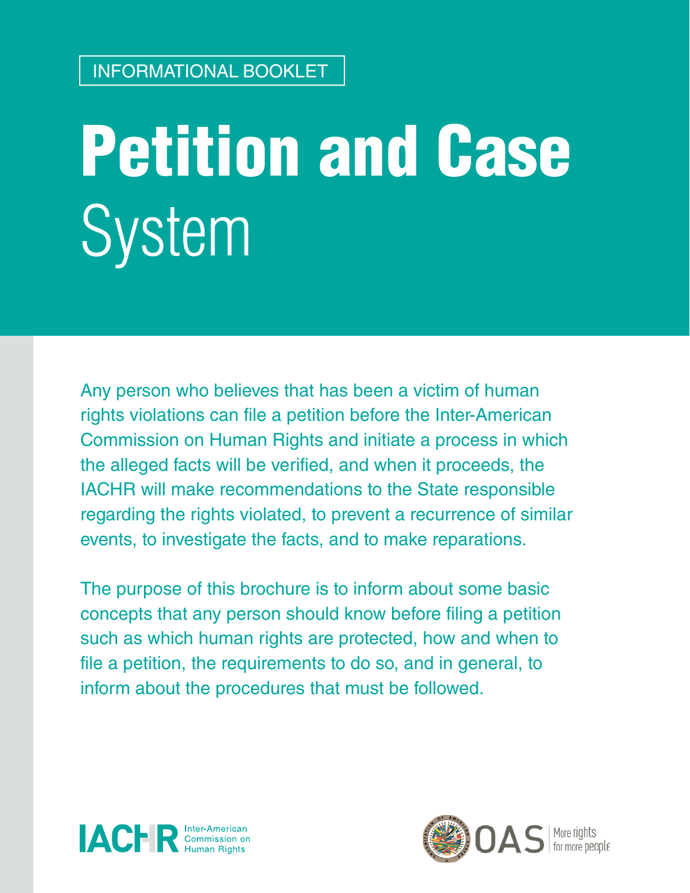INFORMATIONAL BOOKLET

# Petition and Case System

Any person who believes that has been a victim of human rights violations can file a petition before the Inter-American Commission on Human Rights and initiate a process in which the alleged facts will be verified, and when it proceeds, the IACHR will make recommendations to the State responsible regarding the rights violated, to prevent a recurrence of similar events, to investigate the facts, and to make reparations.

The purpose of this brochure is to inform about some basic concepts that any person should know before filing a petition such as which human rights are protected, how and when to file a petition, the requirements to do so, and in general, to inform about the procedures that must be followed.

IACHR Inter-American Commission on Human Rights

OAS More rights for more people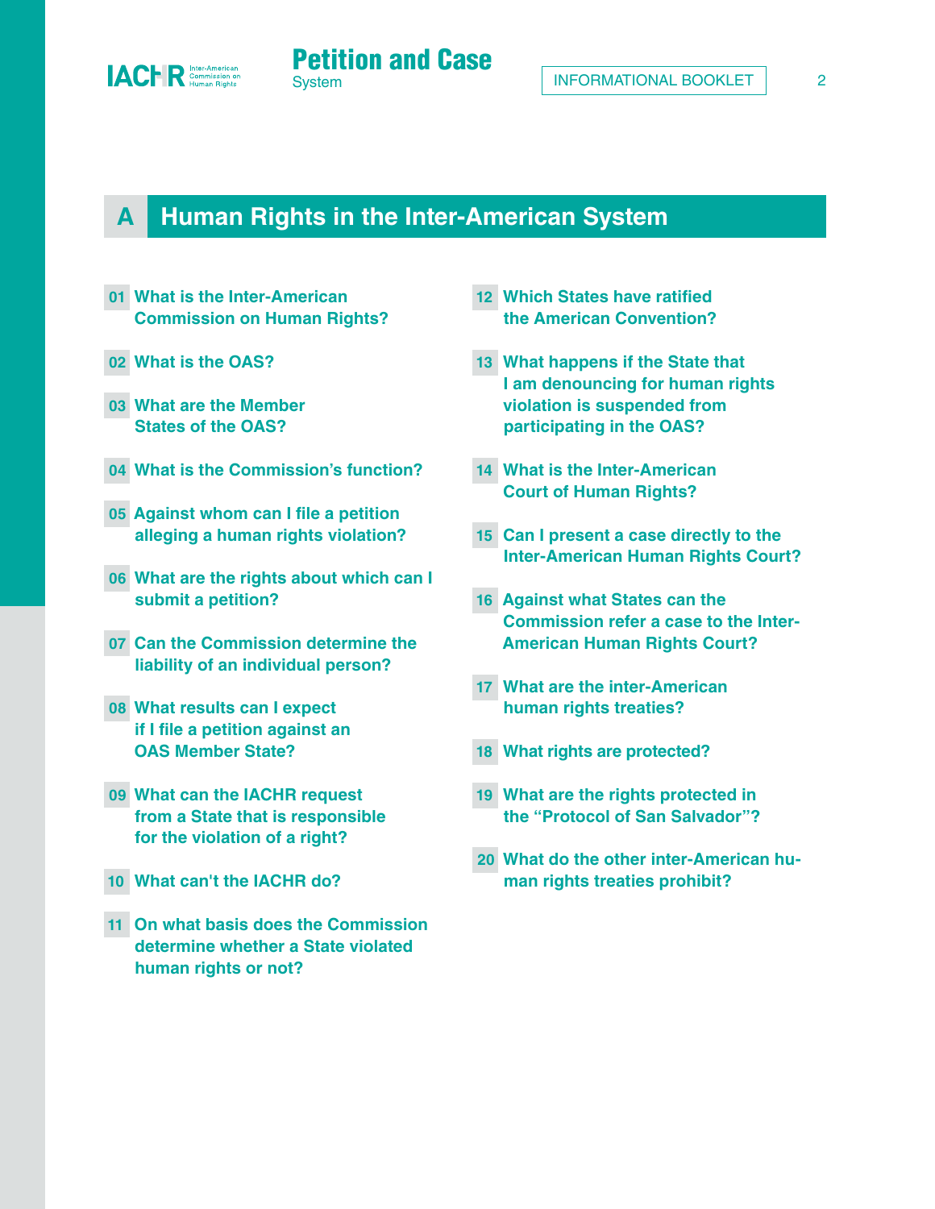## A Human Rights in the Inter-American System

**01** What is the Inter-American Commission on Human Rights?

**02** What is the OAS?

**03** What are the Member States of the OAS?

**04** What is the Commission's function?

**05** Against whom can I file a petition alleging a human rights violation?

**06** What are the rights about which can I submit a petition?

**07** Can the Commission determine the liability of an individual person?

**08** What results can I expect if I file a petition against an OAS Member State?

**09** What can the IACHR request from a State that is responsible for the violation of a right?

**10** What can't the IACHR do?

**11** On what basis does the Commission determine whether a State violated human rights or not?

**12** Which States have ratified the American Convention?

**13** What happens if the State that I am denouncing for human rights violation is suspended from participating in the OAS?

**14** What is the Inter-American Court of Human Rights?

**15** Can I present a case directly to the Inter-American Human Rights Court?

**16** Against what States can the Commission refer a case to the Inter-American Human Rights Court?

**17** What are the inter-American human rights treaties?

**18** What rights are protected?

**19** What are the rights protected in the "Protocol of San Salvador"?

**20** What do the other inter-American human rights treaties prohibit?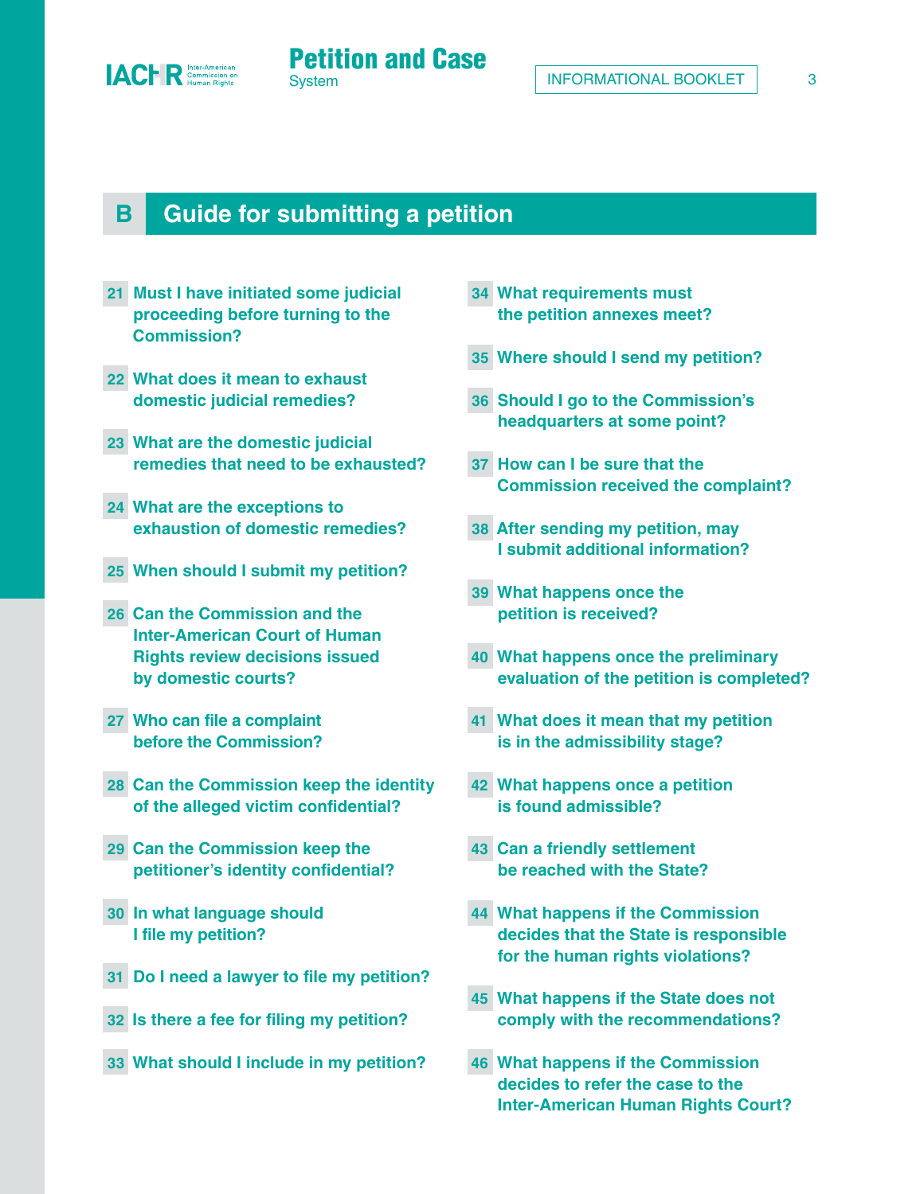## B Guide for submitting a petition

21 Must I have initiated some judicial proceeding before turning to the Commission?

22 What does it mean to exhaust domestic judicial remedies?

23 What are the domestic judicial remedies that need to be exhausted?

24 What are the exceptions to exhaustion of domestic remedies?

25 When should I submit my petition?

26 Can the Commission and the Inter-American Court of Human Rights review decisions issued by domestic courts?

27 Who can file a complaint before the Commission?

28 Can the Commission keep the identity of the alleged victim confidential?

29 Can the Commission keep the petitioner's identity confidential?

30 In what language should I file my petition?

31 Do I need a lawyer to file my petition?

32 Is there a fee for filing my petition?

33 What should I include in my petition?

34 What requirements must the petition annexes meet?

35 Where should I send my petition?

36 Should I go to the Commission's headquarters at some point?

37 How can I be sure that the Commission received the complaint?

38 After sending my petition, may I submit additional information?

39 What happens once the petition is received?

40 What happens once the preliminary evaluation of the petition is completed?

41 What does it mean that my petition is in the admissibility stage?

42 What happens once a petition is found admissible?

43 Can a friendly settlement be reached with the State?

44 What happens if the Commission decides that the State is responsible for the human rights violations?

45 What happens if the State does not comply with the recommendations?

46 What happens if the Commission decides to refer the case to the Inter-American Human Rights Court?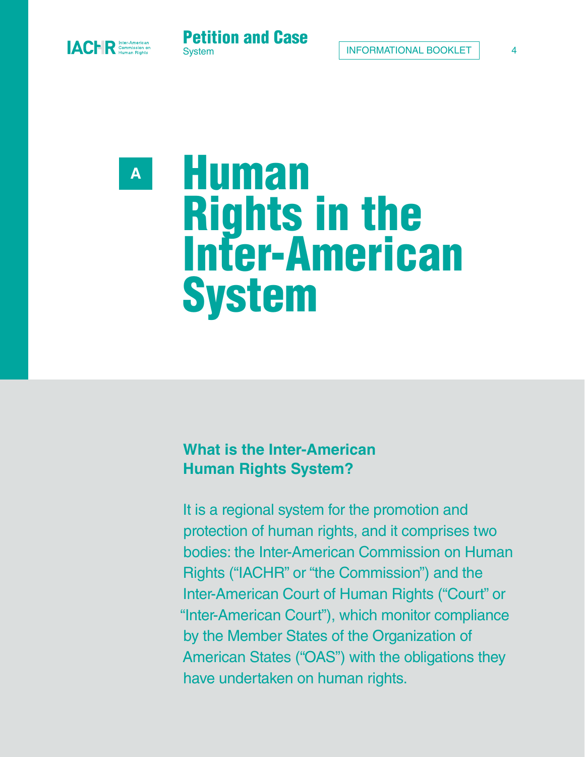# A Human Rights in the Inter-American System

## What is the Inter-American Human Rights System?

It is a regional system for the promotion and protection of human rights, and it comprises two bodies: the Inter-American Commission on Human Rights ("IACHR" or "the Commission") and the Inter-American Court of Human Rights ("Court" or "Inter-American Court"), which monitor compliance by the Member States of the Organization of American States ("OAS") with the obligations they have undertaken on human rights.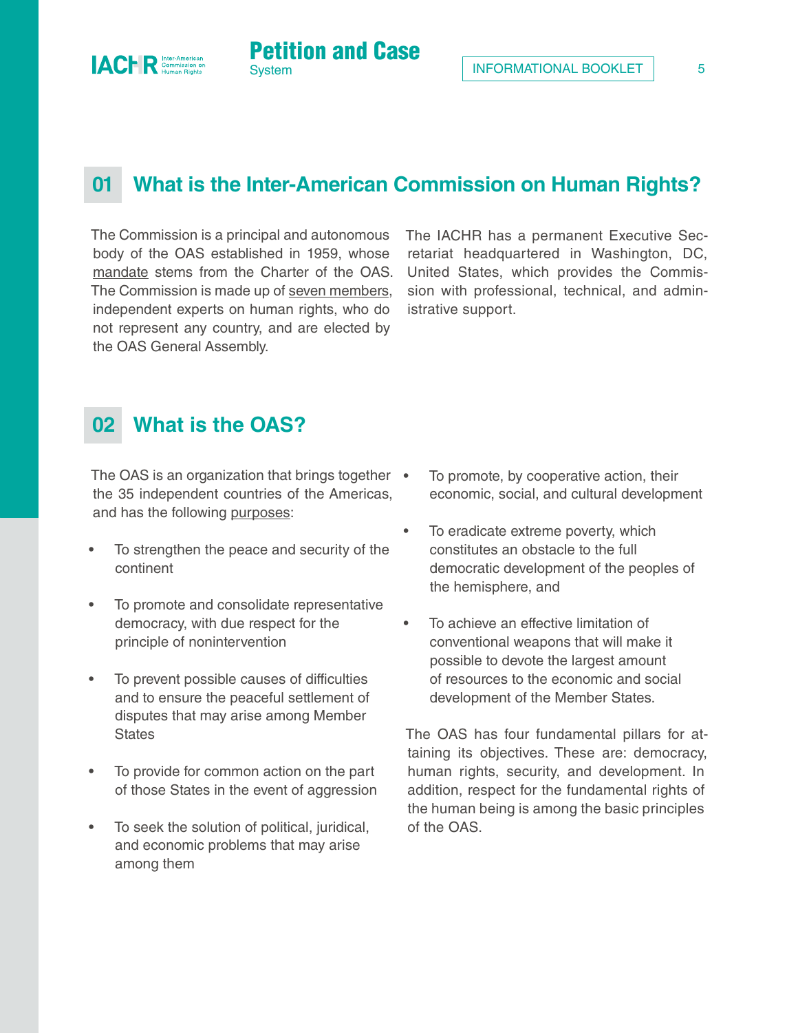## 01 What is the Inter-American Commission on Human Rights?

The Commission is a principal and autonomous body of the OAS established in 1959, whose mandate stems from the Charter of the OAS. The Commission is made up of seven members, independent experts on human rights, who do not represent any country, and are elected by the OAS General Assembly.

The IACHR has a permanent Executive Secretariat headquartered in Washington, DC, United States, which provides the Commission with professional, technical, and administrative support.

## 02 What is the OAS?

The OAS is an organization that brings together the 35 independent countries of the Americas, and has the following purposes:

- To strengthen the peace and security of the continent
- To promote and consolidate representative democracy, with due respect for the principle of nonintervention
- To prevent possible causes of difficulties and to ensure the peaceful settlement of disputes that may arise among Member States
- To provide for common action on the part of those States in the event of aggression
- To seek the solution of political, juridical, and economic problems that may arise among them
- To promote, by cooperative action, their economic, social, and cultural development
- To eradicate extreme poverty, which constitutes an obstacle to the full democratic development of the peoples of the hemisphere, and
- To achieve an effective limitation of conventional weapons that will make it possible to devote the largest amount of resources to the economic and social development of the Member States.

The OAS has four fundamental pillars for attaining its objectives. These are: democracy, human rights, security, and development. In addition, respect for the fundamental rights of the human being is among the basic principles of the OAS.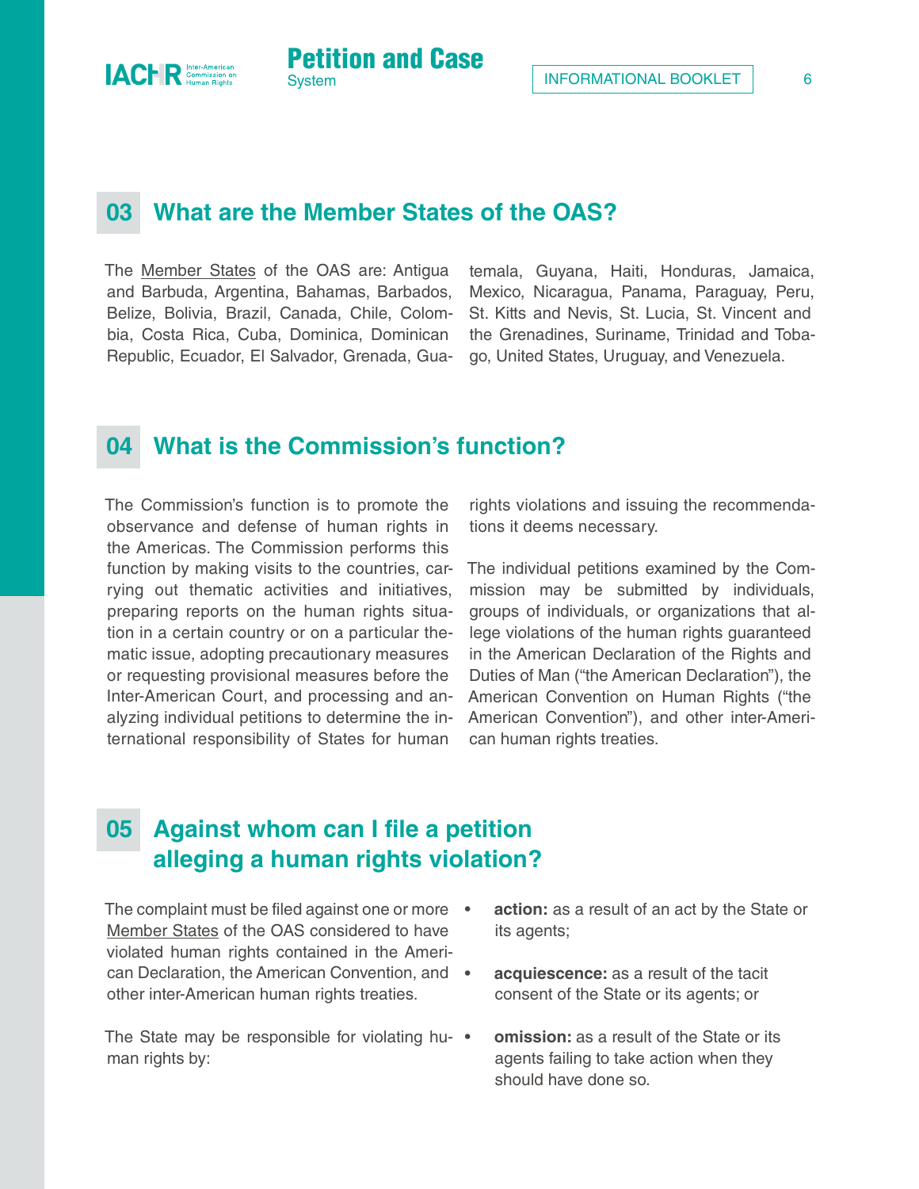## 03 What are the Member States of the OAS?

The Member States of the OAS are: Antigua and Barbuda, Argentina, Bahamas, Barbados, Belize, Bolivia, Brazil, Canada, Chile, Colombia, Costa Rica, Cuba, Dominica, Dominican Republic, Ecuador, El Salvador, Grenada, Guatemala, Guyana, Haiti, Honduras, Jamaica, Mexico, Nicaragua, Panama, Paraguay, Peru, St. Kitts and Nevis, St. Lucia, St. Vincent and the Grenadines, Suriname, Trinidad and Tobago, United States, Uruguay, and Venezuela.

## 04 What is the Commission's function?

The Commission's function is to promote the observance and defense of human rights in the Americas. The Commission performs this function by making visits to the countries, carrying out thematic activities and initiatives, preparing reports on the human rights situation in a certain country or on a particular thematic issue, adopting precautionary measures or requesting provisional measures before the Inter-American Court, and processing and analyzing individual petitions to determine the international responsibility of States for human rights violations and issuing the recommendations it deems necessary.

The individual petitions examined by the Commission may be submitted by individuals, groups of individuals, or organizations that allege violations of the human rights guaranteed in the American Declaration of the Rights and Duties of Man ("the American Declaration"), the American Convention on Human Rights ("the American Convention"), and other inter-American human rights treaties.

## 05 Against whom can I file a petition alleging a human rights violation?

The complaint must be filed against one or more Member States of the OAS considered to have violated human rights contained in the American Declaration, the American Convention, and other inter-American human rights treaties.

The State may be responsible for violating human rights by:

- **action:** as a result of an act by the State or its agents;
- **acquiescence:** as a result of the tacit consent of the State or its agents; or
- **omission:** as a result of the State or its agents failing to take action when they should have done so.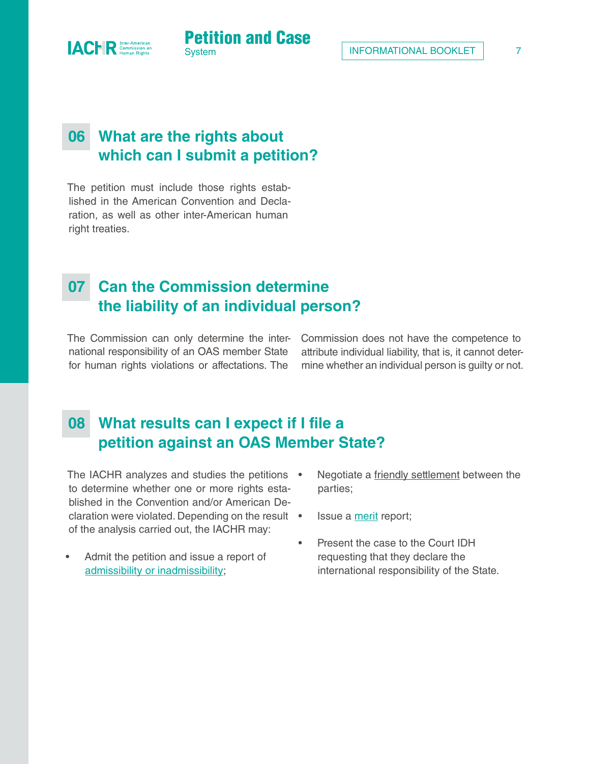## 06 What are the rights about which can I submit a petition?

The petition must include those rights established in the American Convention and Declaration, as well as other inter-American human right treaties.

## 07 Can the Commission determine the liability of an individual person?

The Commission can only determine the international responsibility of an OAS member State for human rights violations or affectations. The Commission does not have the competence to attribute individual liability, that is, it cannot determine whether an individual person is guilty or not.

## 08 What results can I expect if I file a petition against an OAS Member State?

The IACHR analyzes and studies the petitions to determine whether one or more rights established in the Convention and/or American Declaration were violated. Depending on the result of the analysis carried out, the IACHR may:

- Admit the petition and issue a report of admissibility or inadmissibility;
- Negotiate a friendly settlement between the parties;
- Issue a merit report;
- Present the case to the Court IDH requesting that they declare the international responsibility of the State.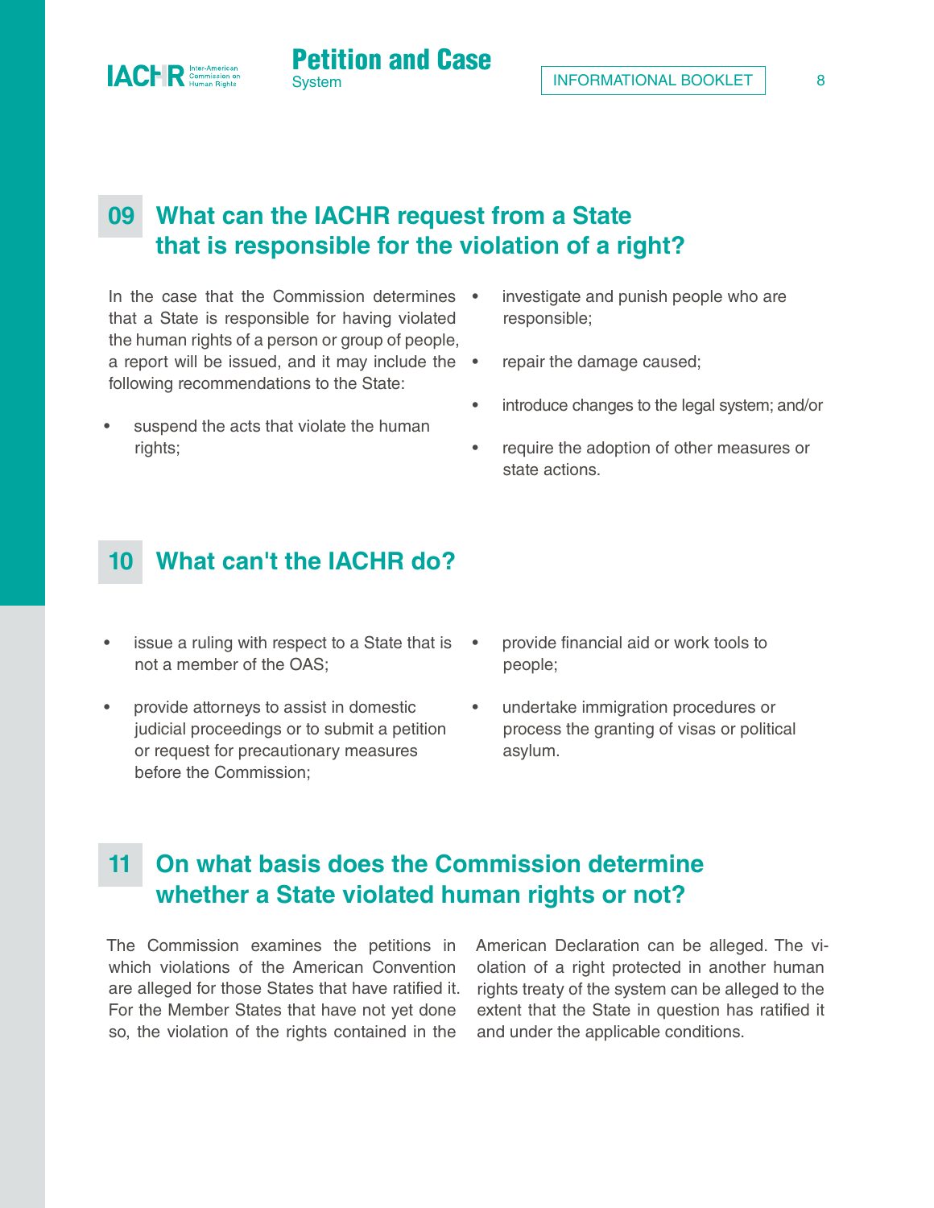## 09 What can the IACHR request from a State that is responsible for the violation of a right?

In the case that the Commission determines that a State is responsible for having violated the human rights of a person or group of people, a report will be issued, and it may include the following recommendations to the State:

- suspend the acts that violate the human rights;
- investigate and punish people who are responsible;
- repair the damage caused;
- introduce changes to the legal system; and/or
- require the adoption of other measures or state actions.

## 10 What can't the IACHR do?

- issue a ruling with respect to a State that is not a member of the OAS;
- provide attorneys to assist in domestic judicial proceedings or to submit a petition or request for precautionary measures before the Commission;
- provide financial aid or work tools to people;
- undertake immigration procedures or process the granting of visas or political asylum.

## 11 On what basis does the Commission determine whether a State violated human rights or not?

The Commission examines the petitions in which violations of the American Convention are alleged for those States that have ratified it. For the Member States that have not yet done so, the violation of the rights contained in the American Declaration can be alleged. The violation of a right protected in another human rights treaty of the system can be alleged to the extent that the State in question has ratified it and under the applicable conditions.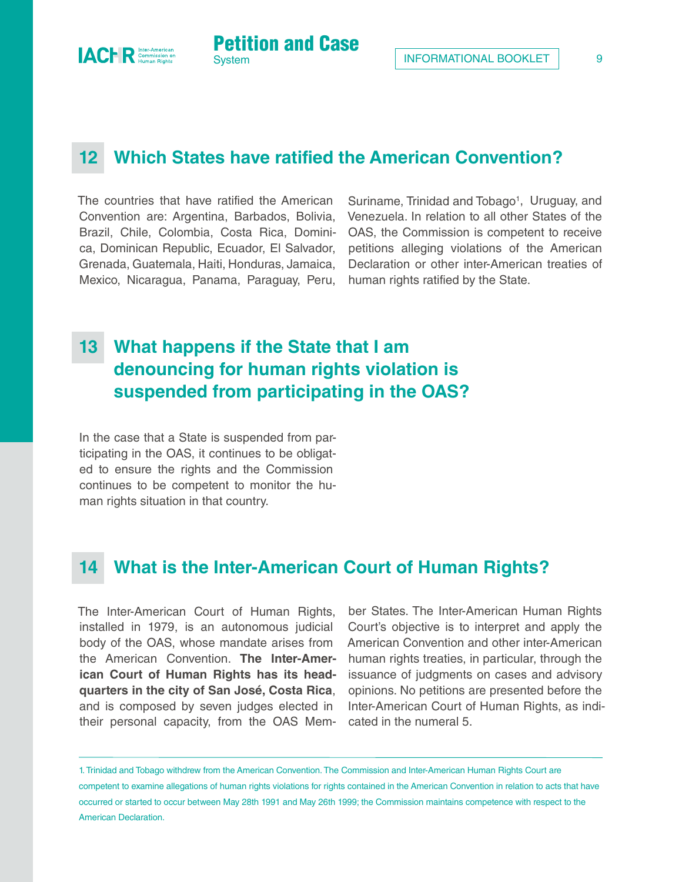## 12 Which States have ratified the American Convention?

The countries that have ratified the American Convention are: Argentina, Barbados, Bolivia, Brazil, Chile, Colombia, Costa Rica, Dominica, Dominican Republic, Ecuador, El Salvador, Grenada, Guatemala, Haiti, Honduras, Jamaica, Mexico, Nicaragua, Panama, Paraguay, Peru, Suriname, Trinidad and Tobago[1], Uruguay, and Venezuela. In relation to all other States of the OAS, the Commission is competent to receive petitions alleging violations of the American Declaration or other inter-American treaties of human rights ratified by the State.

## 13 What happens if the State that I am denouncing for human rights violation is suspended from participating in the OAS?

In the case that a State is suspended from participating in the OAS, it continues to be obligated to ensure the rights and the Commission continues to be competent to monitor the human rights situation in that country.

## 14 What is the Inter-American Court of Human Rights?

The Inter-American Court of Human Rights, installed in 1979, is an autonomous judicial body of the OAS, whose mandate arises from the American Convention. **The Inter-American Court of Human Rights has its headquarters in the city of San José, Costa Rica**, and is composed by seven judges elected in their personal capacity, from the OAS Member States. The Inter-American Human Rights Court's objective is to interpret and apply the American Convention and other inter-American human rights treaties, in particular, through the issuance of judgments on cases and advisory opinions. No petitions are presented before the Inter-American Court of Human Rights, as indicated in the numeral 5.

---

1. Trinidad and Tobago withdrew from the American Convention. The Commission and Inter-American Human Rights Court are competent to examine allegations of human rights violations for rights contained in the American Convention in relation to acts that have occurred or started to occur between May 28th 1991 and May 26th 1999; the Commission maintains competence with respect to the American Declaration.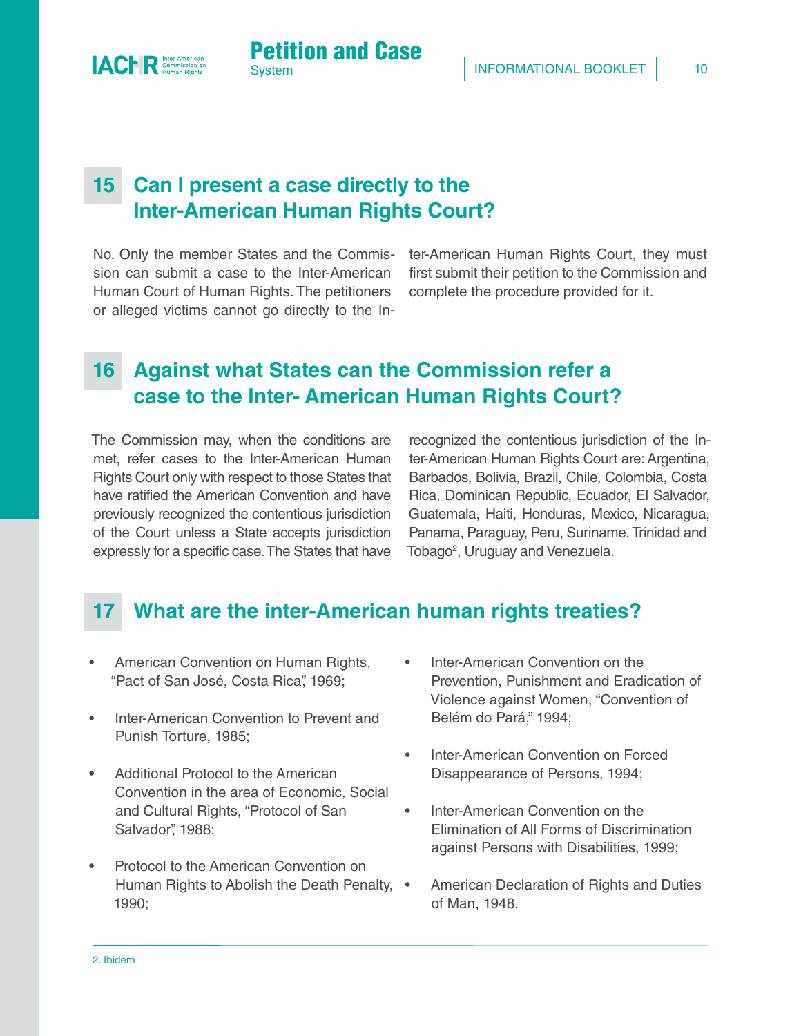## 15 Can I present a case directly to the Inter-American Human Rights Court?

No. Only the member States and the Commission can submit a case to the Inter-American Human Court of Human Rights. The petitioners or alleged victims cannot go directly to the Inter-American Human Rights Court, they must first submit their petition to the Commission and complete the procedure provided for it.

## 16 Against what States can the Commission refer a case to the Inter- American Human Rights Court?

The Commission may, when the conditions are met, refer cases to the Inter-American Human Rights Court only with respect to those States that have ratified the American Convention and have previously recognized the contentious jurisdiction of the Court unless a State accepts jurisdiction expressly for a specific case. The States that have recognized the contentious jurisdiction of the Inter-American Human Rights Court are: Argentina, Barbados, Bolivia, Brazil, Chile, Colombia, Costa Rica, Dominican Republic, Ecuador, El Salvador, Guatemala, Haiti, Honduras, Mexico, Nicaragua, Panama, Paraguay, Peru, Suriname, Trinidad and Tobago[2], Uruguay and Venezuela.

## 17 What are the inter-American human rights treaties?

- American Convention on Human Rights, "Pact of San José, Costa Rica", 1969;
- Inter-American Convention to Prevent and Punish Torture, 1985;
- Additional Protocol to the American Convention in the area of Economic, Social and Cultural Rights, "Protocol of San Salvador", 1988;
- Protocol to the American Convention on Human Rights to Abolish the Death Penalty, 1990;
- Inter-American Convention on the Prevention, Punishment and Eradication of Violence against Women, "Convention of Belém do Pará," 1994;
- Inter-American Convention on Forced Disappearance of Persons, 1994;
- Inter-American Convention on the Elimination of All Forms of Discrimination against Persons with Disabilities, 1999;
- American Declaration of Rights and Duties of Man, 1948.

2. Ibidem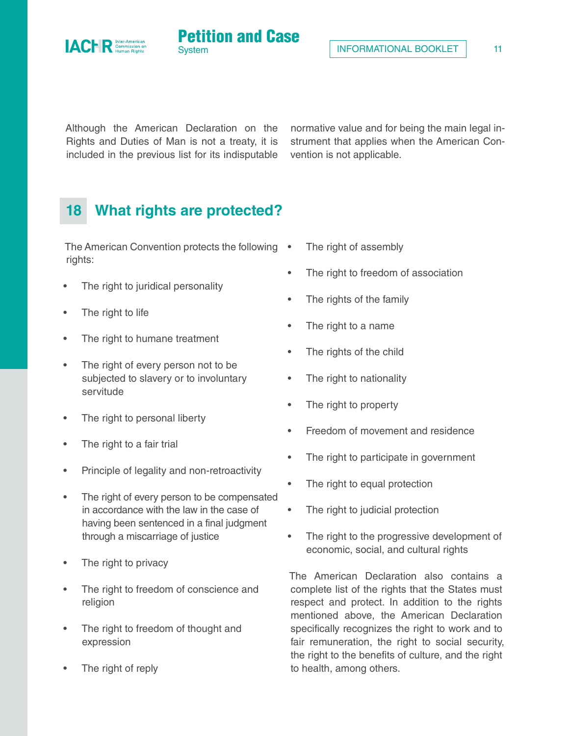Although the American Declaration on the Rights and Duties of Man is not a treaty, it is included in the previous list for its indisputable normative value and for being the main legal instrument that applies when the American Convention is not applicable.

## 18 What rights are protected?

The American Convention protects the following rights:

- The right to juridical personality
- The right to life
- The right to humane treatment
- The right of every person not to be subjected to slavery or to involuntary servitude
- The right to personal liberty
- The right to a fair trial
- Principle of legality and non-retroactivity
- The right of every person to be compensated in accordance with the law in the case of having been sentenced in a final judgment through a miscarriage of justice
- The right to privacy
- The right to freedom of conscience and religion
- The right to freedom of thought and expression
- The right of reply
- The right of assembly
- The right to freedom of association
- The rights of the family
- The right to a name
- The rights of the child
- The right to nationality
- The right to property
- Freedom of movement and residence
- The right to participate in government
- The right to equal protection
- The right to judicial protection
- The right to the progressive development of economic, social, and cultural rights

The American Declaration also contains a complete list of the rights that the States must respect and protect. In addition to the rights mentioned above, the American Declaration specifically recognizes the right to work and to fair remuneration, the right to social security, the right to the benefits of culture, and the right to health, among others.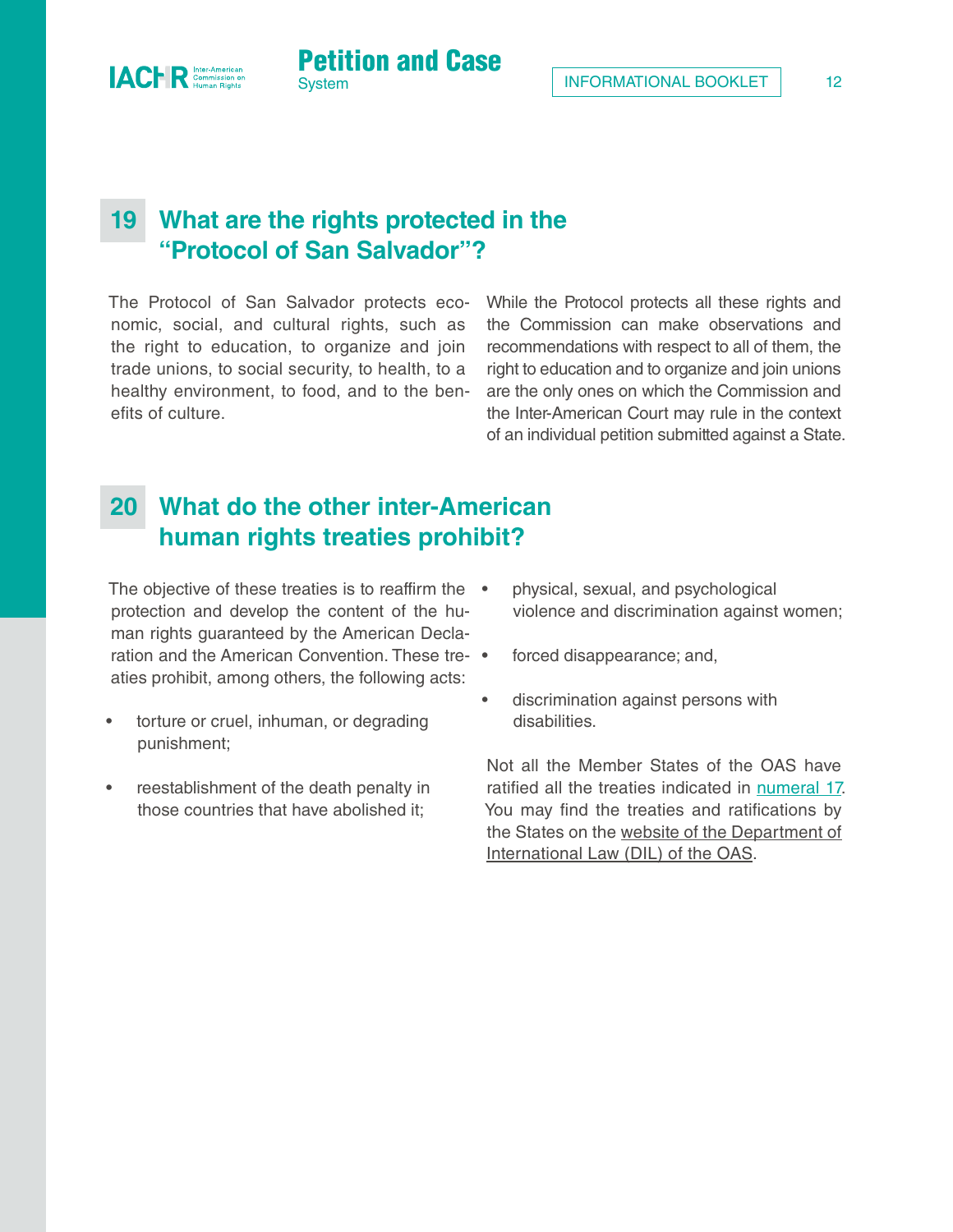## 19 What are the rights protected in the "Protocol of San Salvador"?

The Protocol of San Salvador protects economic, social, and cultural rights, such as the right to education, to organize and join trade unions, to social security, to health, to a healthy environment, to food, and to the benefits of culture.

While the Protocol protects all these rights and the Commission can make observations and recommendations with respect to all of them, the right to education and to organize and join unions are the only ones on which the Commission and the Inter-American Court may rule in the context of an individual petition submitted against a State.

## 20 What do the other inter-American human rights treaties prohibit?

The objective of these treaties is to reaffirm the protection and develop the content of the human rights guaranteed by the American Declaration and the American Convention. These treaties prohibit, among others, the following acts:

- torture or cruel, inhuman, or degrading punishment;
- reestablishment of the death penalty in those countries that have abolished it;
- physical, sexual, and psychological violence and discrimination against women;
- forced disappearance; and,
- discrimination against persons with disabilities.

Not all the Member States of the OAS have ratified all the treaties indicated in numeral 17. You may find the treaties and ratifications by the States on the website of the Department of International Law (DIL) of the OAS.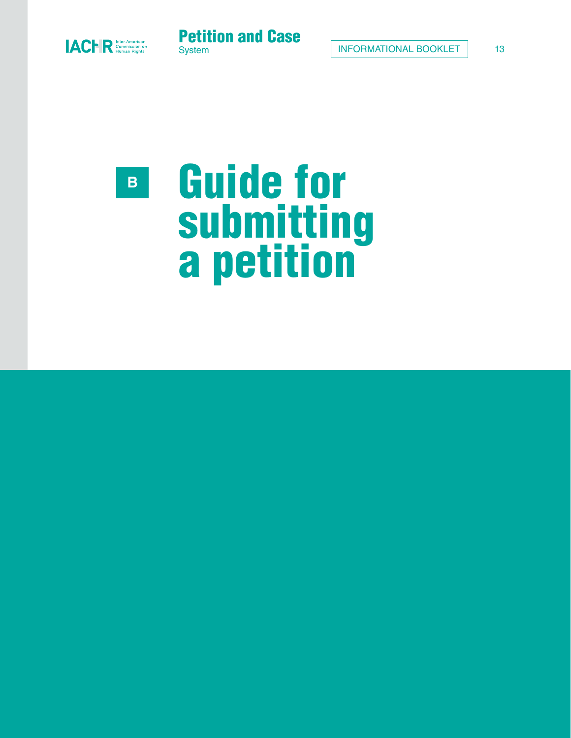# B Guide for submitting a petition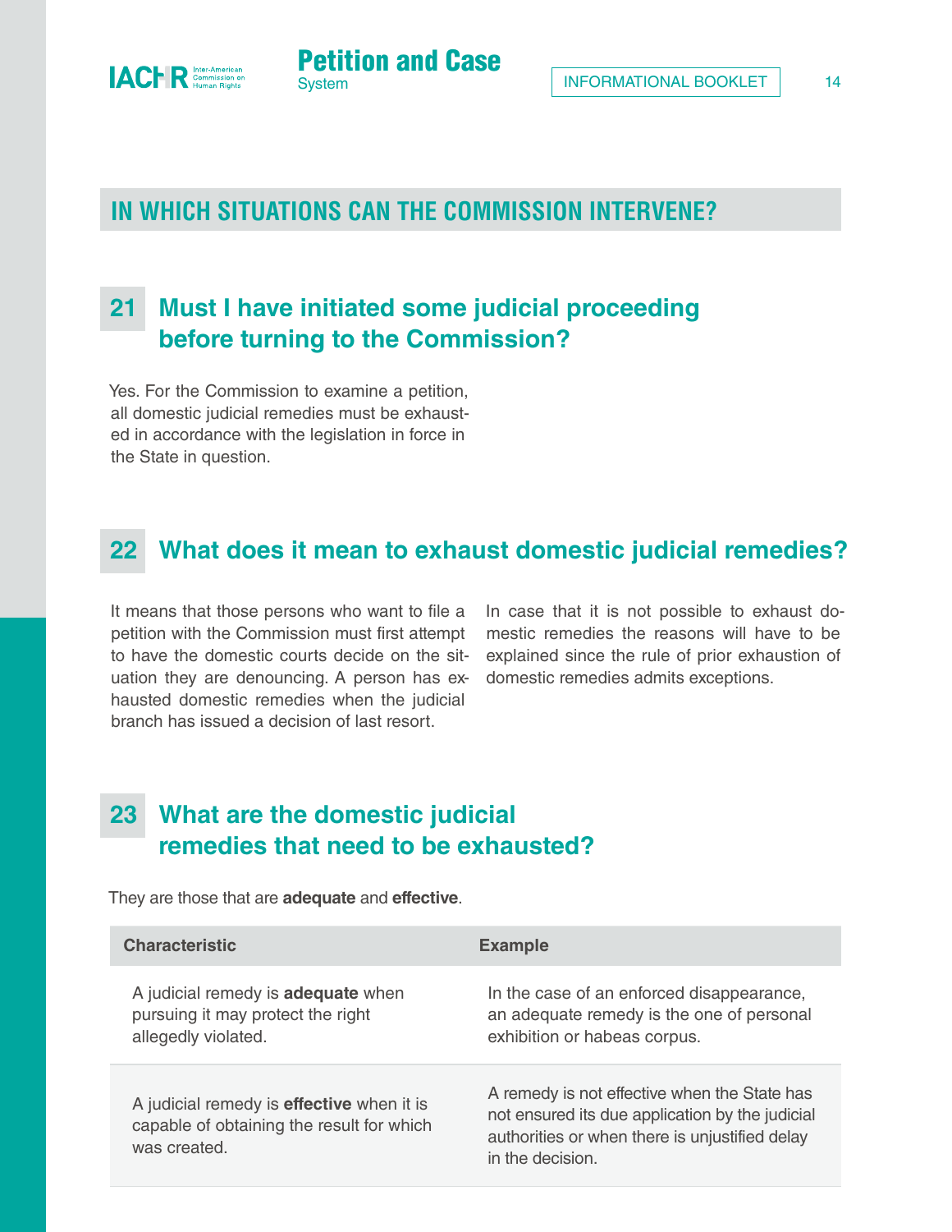## IN WHICH SITUATIONS CAN THE COMMISSION INTERVENE?

### 21 Must I have initiated some judicial proceeding before turning to the Commission?

Yes. For the Commission to examine a petition, all domestic judicial remedies must be exhausted in accordance with the legislation in force in the State in question.

### 22 What does it mean to exhaust domestic judicial remedies?

It means that those persons who want to file a petition with the Commission must first attempt to have the domestic courts decide on the situation they are denouncing. A person has exhausted domestic remedies when the judicial branch has issued a decision of last resort.

In case that it is not possible to exhaust domestic remedies the reasons will have to be explained since the rule of prior exhaustion of domestic remedies admits exceptions.

### 23 What are the domestic judicial remedies that need to be exhausted?

They are those that are **adequate** and **effective**.

| Characteristic | Example |
|---|---|
| A judicial remedy is **adequate** when pursuing it may protect the right allegedly violated. | In the case of an enforced disappearance, an adequate remedy is the one of personal exhibition or habeas corpus. |
| A judicial remedy is **effective** when it is capable of obtaining the result for which was created. | A remedy is not effective when the State has not ensured its due application by the judicial authorities or when there is unjustified delay in the decision. |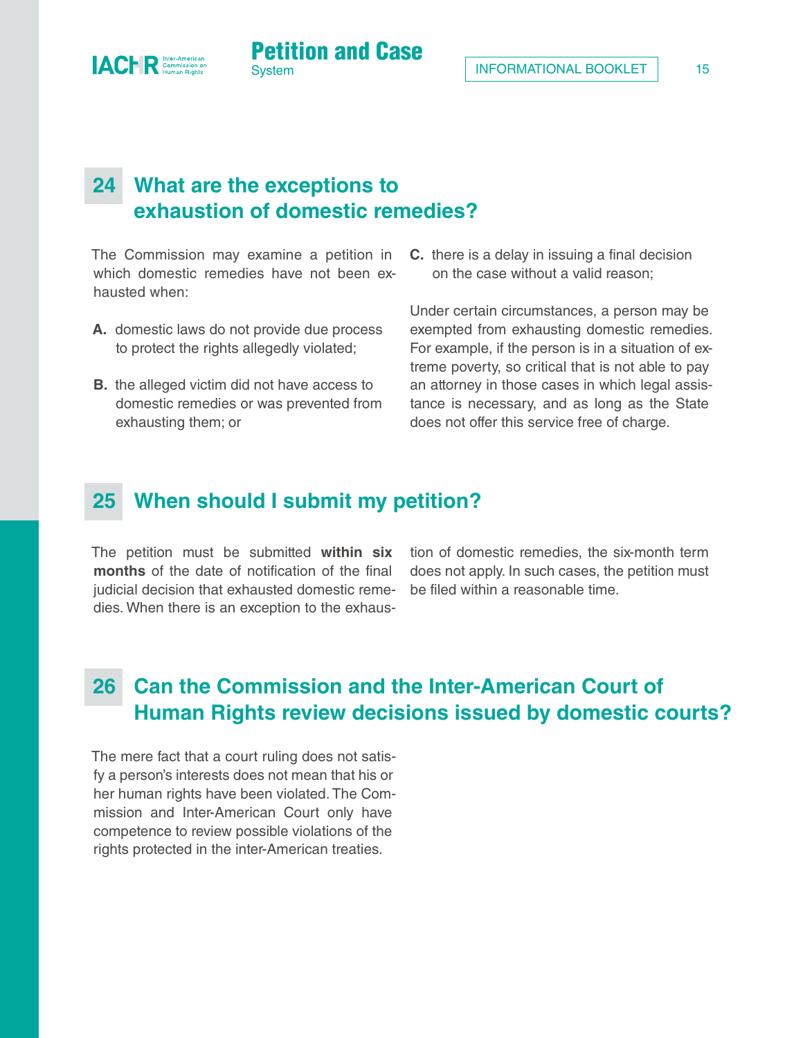## 24 What are the exceptions to exhaustion of domestic remedies?

The Commission may examine a petition in which domestic remedies have not been exhausted when:

**A.** domestic laws do not provide due process to protect the rights allegedly violated;

**B.** the alleged victim did not have access to domestic remedies or was prevented from exhausting them; or

**C.** there is a delay in issuing a final decision on the case without a valid reason;

Under certain circumstances, a person may be exempted from exhausting domestic remedies. For example, if the person is in a situation of extreme poverty, so critical that is not able to pay an attorney in those cases in which legal assistance is necessary, and as long as the State does not offer this service free of charge.

## 25 When should I submit my petition?

The petition must be submitted **within six months** of the date of notification of the final judicial decision that exhausted domestic remedies. When there is an exception to the exhaustion of domestic remedies, the six-month term does not apply. In such cases, the petition must be filed within a reasonable time.

## 26 Can the Commission and the Inter-American Court of Human Rights review decisions issued by domestic courts?

The mere fact that a court ruling does not satisfy a person's interests does not mean that his or her human rights have been violated. The Commission and Inter-American Court only have competence to review possible violations of the rights protected in the inter-American treaties.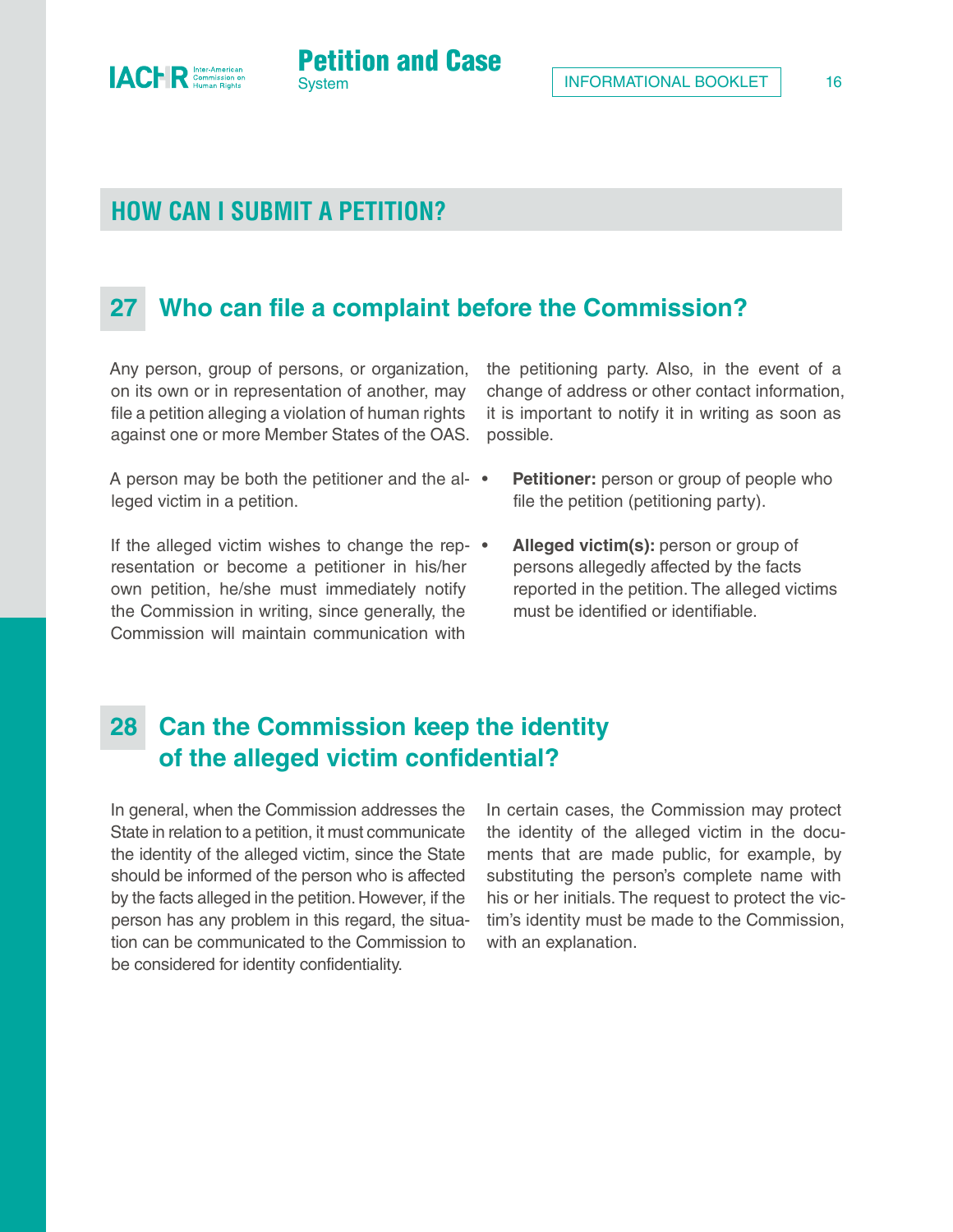## HOW CAN I SUBMIT A PETITION?

### 27 Who can file a complaint before the Commission?

Any person, group of persons, or organization, on its own or in representation of another, may file a petition alleging a violation of human rights against one or more Member States of the OAS.

A person may be both the petitioner and the alleged victim in a petition.

If the alleged victim wishes to change the representation or become a petitioner in his/her own petition, he/she must immediately notify the Commission in writing, since generally, the Commission will maintain communication with the petitioning party. Also, in the event of a change of address or other contact information, it is important to notify it in writing as soon as possible.

- **Petitioner:** person or group of people who file the petition (petitioning party).
- **Alleged victim(s):** person or group of persons allegedly affected by the facts reported in the petition. The alleged victims must be identified or identifiable.

### 28 Can the Commission keep the identity of the alleged victim confidential?

In general, when the Commission addresses the State in relation to a petition, it must communicate the identity of the alleged victim, since the State should be informed of the person who is affected by the facts alleged in the petition. However, if the person has any problem in this regard, the situation can be communicated to the Commission to be considered for identity confidentiality.

In certain cases, the Commission may protect the identity of the alleged victim in the documents that are made public, for example, by substituting the person's complete name with his or her initials. The request to protect the victim's identity must be made to the Commission, with an explanation.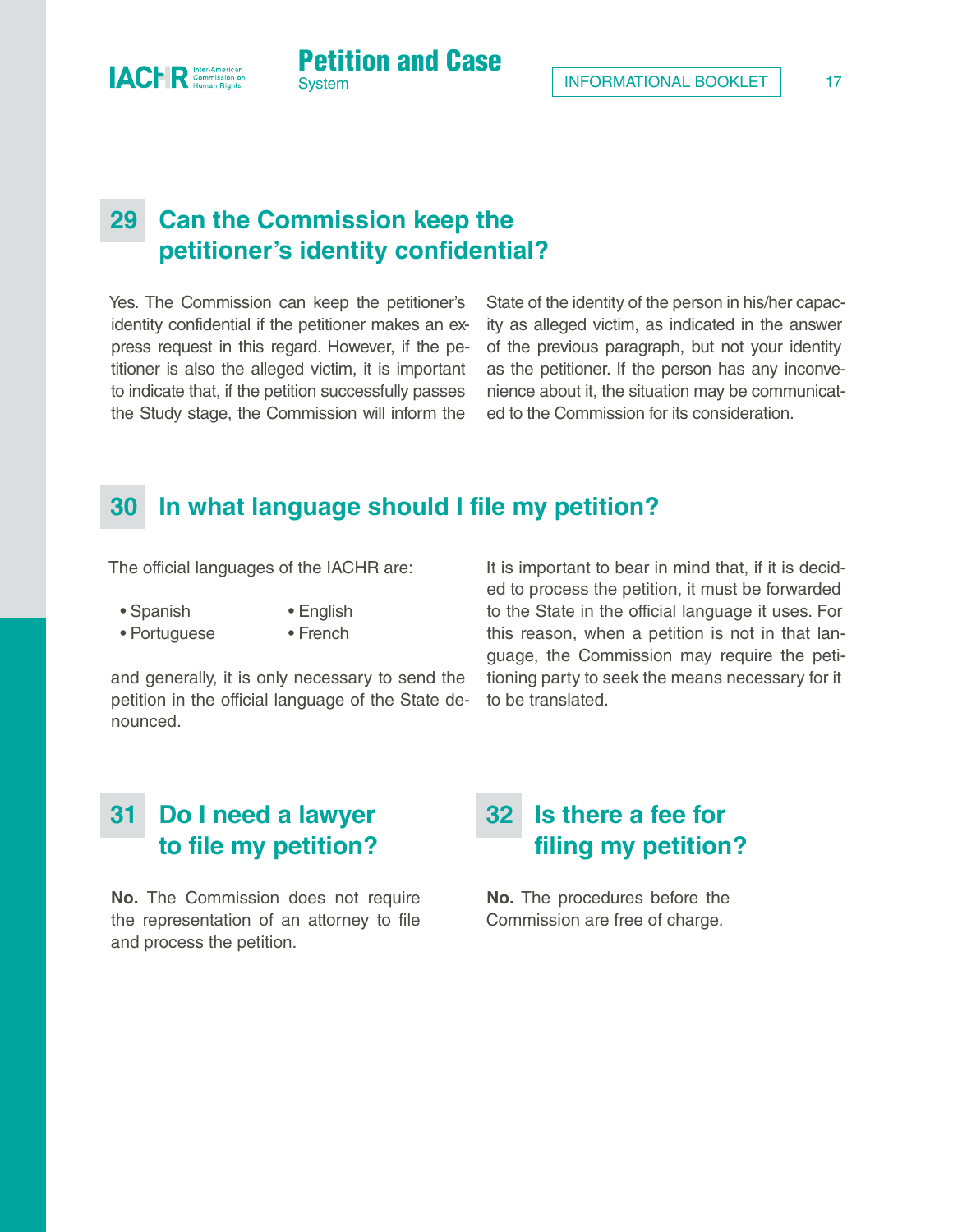## 29 Can the Commission keep the petitioner's identity confidential?

Yes. The Commission can keep the petitioner's identity confidential if the petitioner makes an express request in this regard. However, if the petitioner is also the alleged victim, it is important to indicate that, if the petition successfully passes the Study stage, the Commission will inform the State of the identity of the person in his/her capacity as alleged victim, as indicated in the answer of the previous paragraph, but not your identity as the petitioner. If the person has any inconvenience about it, the situation may be communicated to the Commission for its consideration.

## 30 In what language should I file my petition?

The official languages of the IACHR are:

- Spanish
- English
- Portuguese
- French

and generally, it is only necessary to send the petition in the official language of the State denounced.

It is important to bear in mind that, if it is decided to process the petition, it must be forwarded to the State in the official language it uses. For this reason, when a petition is not in that language, the Commission may require the petitioning party to seek the means necessary for it to be translated.

## 31 Do I need a lawyer to file my petition?

**No.** The Commission does not require the representation of an attorney to file and process the petition.

## 32 Is there a fee for filing my petition?

**No.** The procedures before the Commission are free of charge.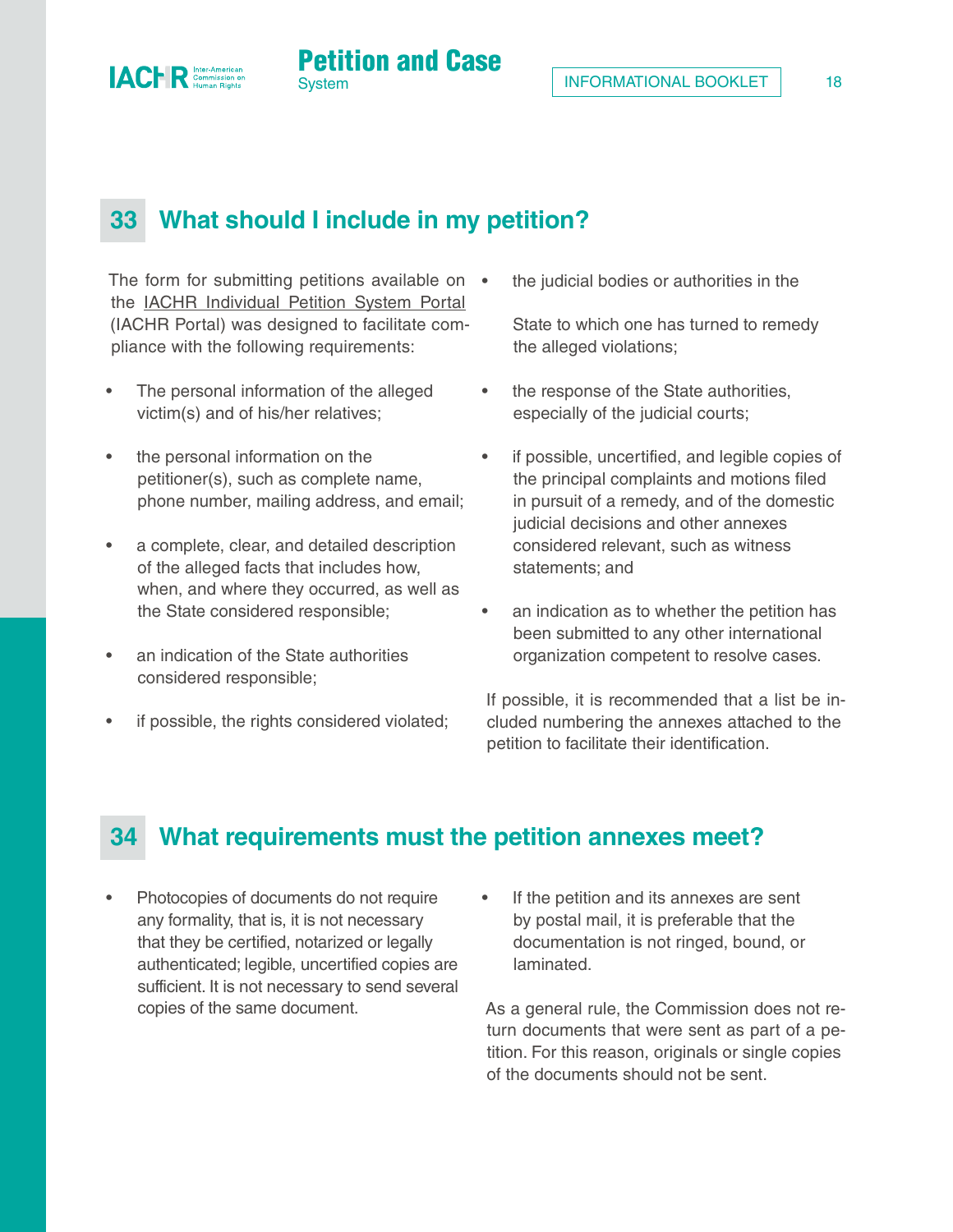## 33 What should I include in my petition?

The form for submitting petitions available on the IACHR Individual Petition System Portal (IACHR Portal) was designed to facilitate compliance with the following requirements:

- The personal information of the alleged victim(s) and of his/her relatives;
- the personal information on the petitioner(s), such as complete name, phone number, mailing address, and email;
- a complete, clear, and detailed description of the alleged facts that includes how, when, and where they occurred, as well as the State considered responsible;
- an indication of the State authorities considered responsible;
- if possible, the rights considered violated;
- the judicial bodies or authorities in the State to which one has turned to remedy the alleged violations;
- the response of the State authorities, especially of the judicial courts;
- if possible, uncertified, and legible copies of the principal complaints and motions filed in pursuit of a remedy, and of the domestic judicial decisions and other annexes considered relevant, such as witness statements; and
- an indication as to whether the petition has been submitted to any other international organization competent to resolve cases.

If possible, it is recommended that a list be included numbering the annexes attached to the petition to facilitate their identification.

## 34 What requirements must the petition annexes meet?

- Photocopies of documents do not require any formality, that is, it is not necessary that they be certified, notarized or legally authenticated; legible, uncertified copies are sufficient. It is not necessary to send several copies of the same document.
- If the petition and its annexes are sent by postal mail, it is preferable that the documentation is not ringed, bound, or laminated.

As a general rule, the Commission does not return documents that were sent as part of a petition. For this reason, originals or single copies of the documents should not be sent.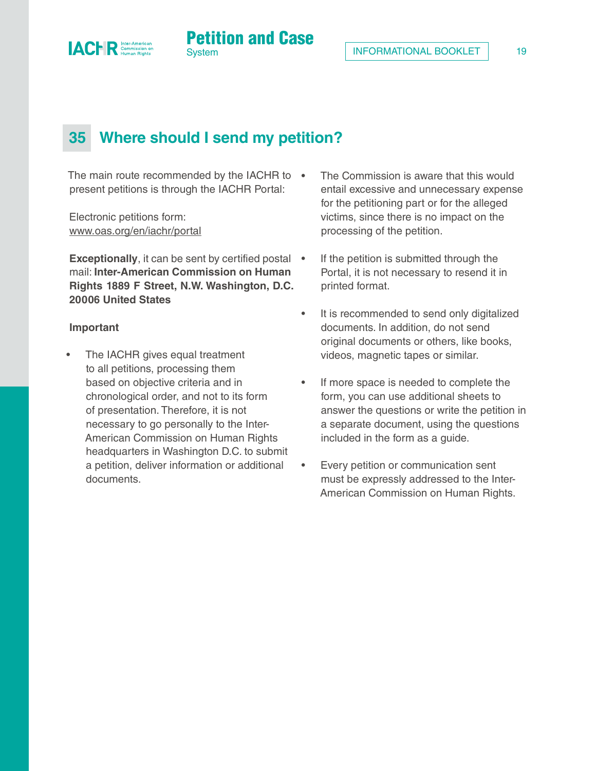## 35 Where should I send my petition?

The main route recommended by the IACHR to present petitions is through the IACHR Portal:

Electronic petitions form:
www.oas.org/en/iachr/portal

**Exceptionally**, it can be sent by certified postal mail: **Inter-American Commission on Human Rights 1889 F Street, N.W. Washington, D.C. 20006 United States**

**Important**

- The IACHR gives equal treatment to all petitions, processing them based on objective criteria and in chronological order, and not to its form of presentation. Therefore, it is not necessary to go personally to the Inter-American Commission on Human Rights headquarters in Washington D.C. to submit a petition, deliver information or additional documents.
- The Commission is aware that this would entail excessive and unnecessary expense for the petitioning part or for the alleged victims, since there is no impact on the processing of the petition.
- If the petition is submitted through the Portal, it is not necessary to resend it in printed format.
- It is recommended to send only digitalized documents. In addition, do not send original documents or others, like books, videos, magnetic tapes or similar.
- If more space is needed to complete the form, you can use additional sheets to answer the questions or write the petition in a separate document, using the questions included in the form as a guide.
- Every petition or communication sent must be expressly addressed to the Inter-American Commission on Human Rights.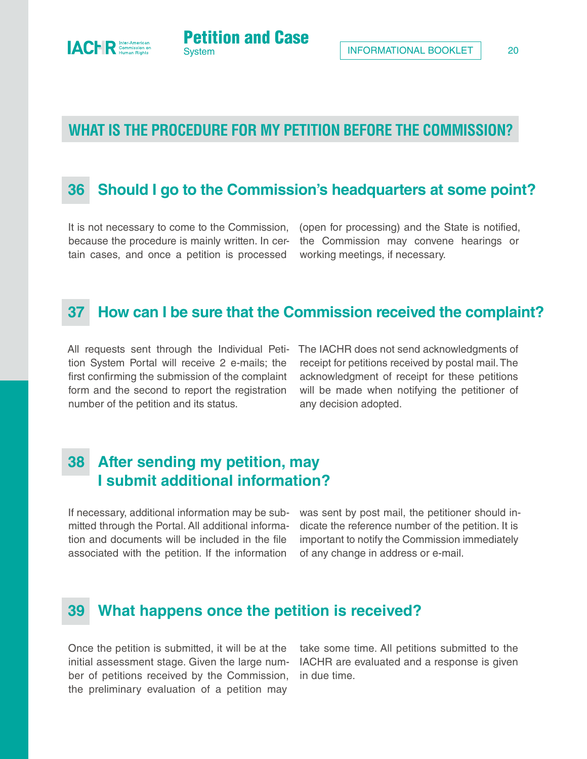## WHAT IS THE PROCEDURE FOR MY PETITION BEFORE THE COMMISSION?

### 36 Should I go to the Commission's headquarters at some point?

It is not necessary to come to the Commission, because the procedure is mainly written. In certain cases, and once a petition is processed (open for processing) and the State is notified, the Commission may convene hearings or working meetings, if necessary.

### 37 How can I be sure that the Commission received the complaint?

All requests sent through the Individual Petition System Portal will receive 2 e-mails; the first confirming the submission of the complaint form and the second to report the registration number of the petition and its status.

The IACHR does not send acknowledgments of receipt for petitions received by postal mail. The acknowledgment of receipt for these petitions will be made when notifying the petitioner of any decision adopted.

### 38 After sending my petition, may I submit additional information?

If necessary, additional information may be submitted through the Portal. All additional information and documents will be included in the file associated with the petition. If the information was sent by post mail, the petitioner should indicate the reference number of the petition. It is important to notify the Commission immediately of any change in address or e-mail.

### 39 What happens once the petition is received?

Once the petition is submitted, it will be at the initial assessment stage. Given the large number of petitions received by the Commission, the preliminary evaluation of a petition may take some time. All petitions submitted to the IACHR are evaluated and a response is given in due time.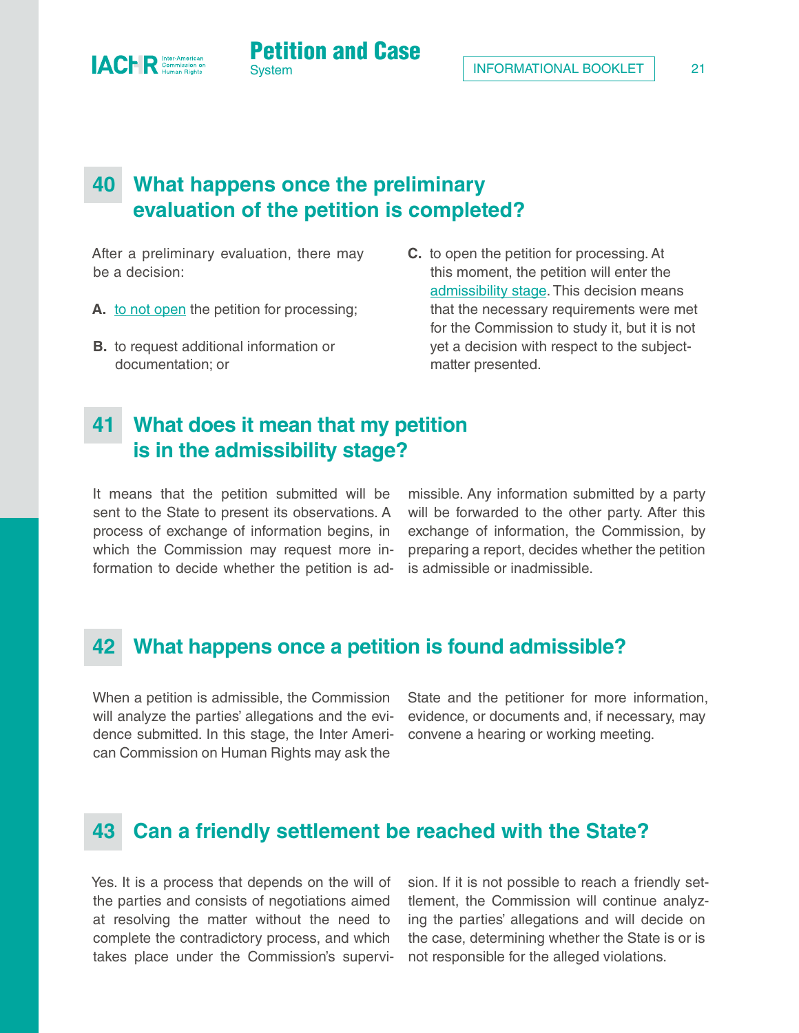## 40 What happens once the preliminary evaluation of the petition is completed?

After a preliminary evaluation, there may be a decision:

**A.** to not open the petition for processing;

**B.** to request additional information or documentation; or

**C.** to open the petition for processing. At this moment, the petition will enter the admissibility stage. This decision means that the necessary requirements were met for the Commission to study it, but it is not yet a decision with respect to the subject-matter presented.

## 41 What does it mean that my petition is in the admissibility stage?

It means that the petition submitted will be sent to the State to present its observations. A process of exchange of information begins, in which the Commission may request more information to decide whether the petition is admissible. Any information submitted by a party will be forwarded to the other party. After this exchange of information, the Commission, by preparing a report, decides whether the petition is admissible or inadmissible.

## 42 What happens once a petition is found admissible?

When a petition is admissible, the Commission will analyze the parties' allegations and the evidence submitted. In this stage, the Inter American Commission on Human Rights may ask the State and the petitioner for more information, evidence, or documents and, if necessary, may convene a hearing or working meeting.

## 43 Can a friendly settlement be reached with the State?

Yes. It is a process that depends on the will of the parties and consists of negotiations aimed at resolving the matter without the need to complete the contradictory process, and which takes place under the Commission's supervision. If it is not possible to reach a friendly settlement, the Commission will continue analyzing the parties' allegations and will decide on the case, determining whether the State is or is not responsible for the alleged violations.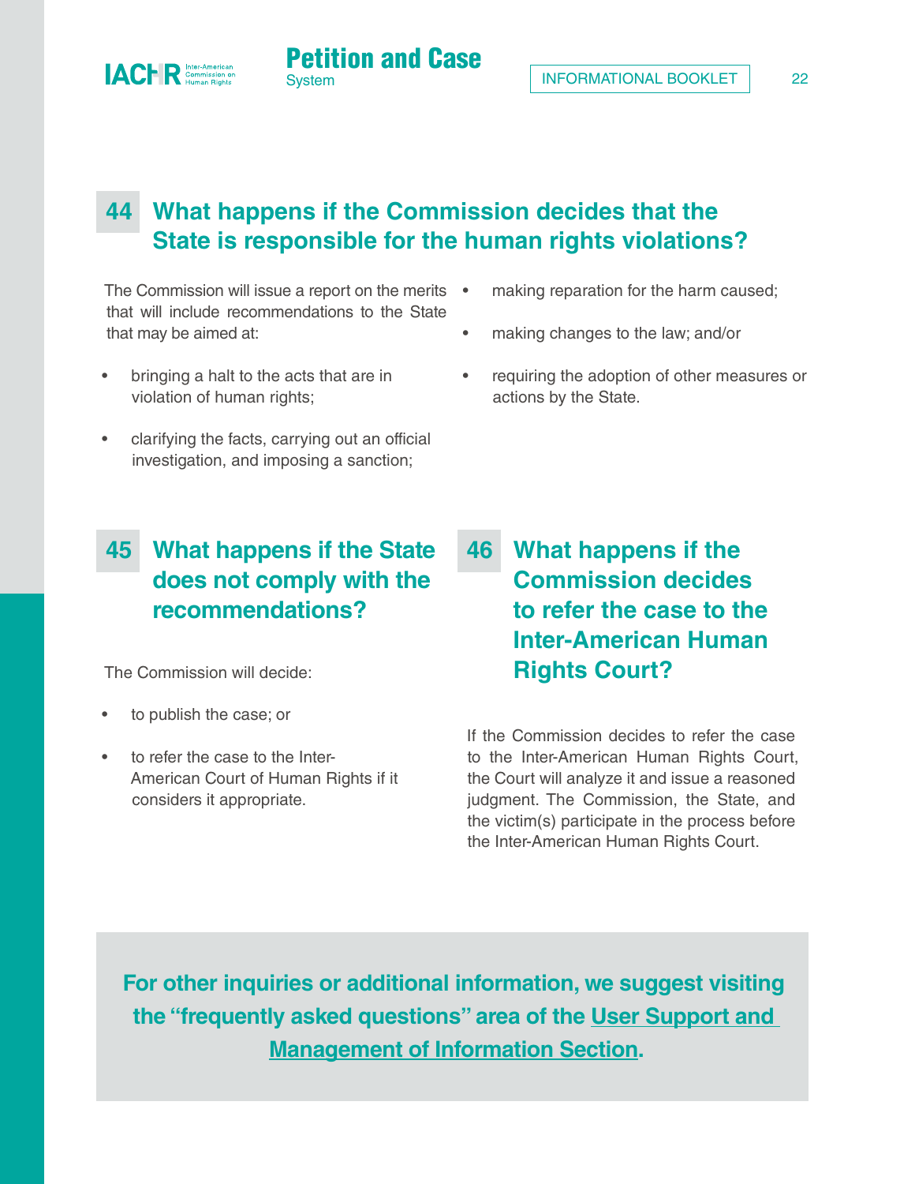## 44 What happens if the Commission decides that the State is responsible for the human rights violations?

The Commission will issue a report on the merits that will include recommendations to the State that may be aimed at:

- bringing a halt to the acts that are in violation of human rights;
- clarifying the facts, carrying out an official investigation, and imposing a sanction;
- making reparation for the harm caused;
- making changes to the law; and/or
- requiring the adoption of other measures or actions by the State.

## 45 What happens if the State does not comply with the recommendations?

The Commission will decide:

- to publish the case; or
- to refer the case to the Inter-American Court of Human Rights if it considers it appropriate.

## 46 What happens if the Commission decides to refer the case to the Inter-American Human Rights Court?

If the Commission decides to refer the case to the Inter-American Human Rights Court, the Court will analyze it and issue a reasoned judgment. The Commission, the State, and the victim(s) participate in the process before the Inter-American Human Rights Court.

**For other inquiries or additional information, we suggest visiting the "frequently asked questions" area of the User Support and Management of Information Section.**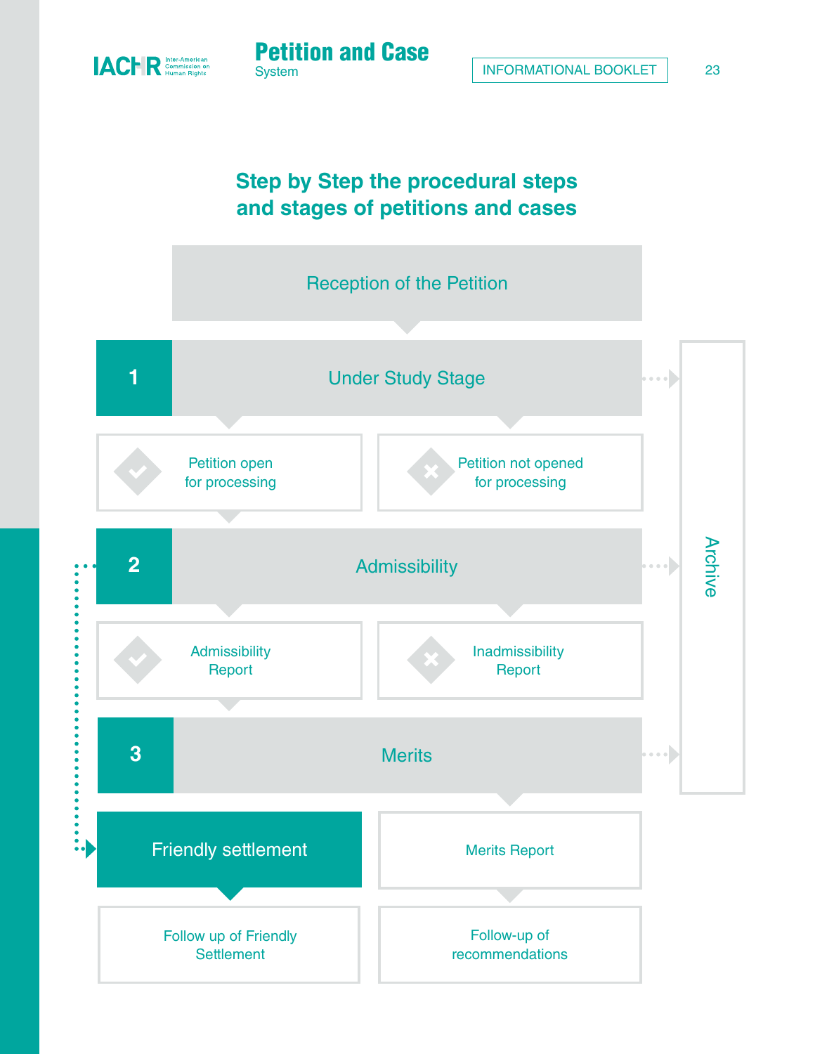## Step by Step the procedural steps and stages of petitions and cases

Reception of the Petition

**1** Under Study Stage

- Petition open for processing
- Petition not opened for processing

**2** Admissibility

- Admissibility Report
- Inadmissibility Report

**3** Merits

- Friendly settlement
- Merits Report

- Follow up of Friendly Settlement
- Follow-up of recommendations

Archive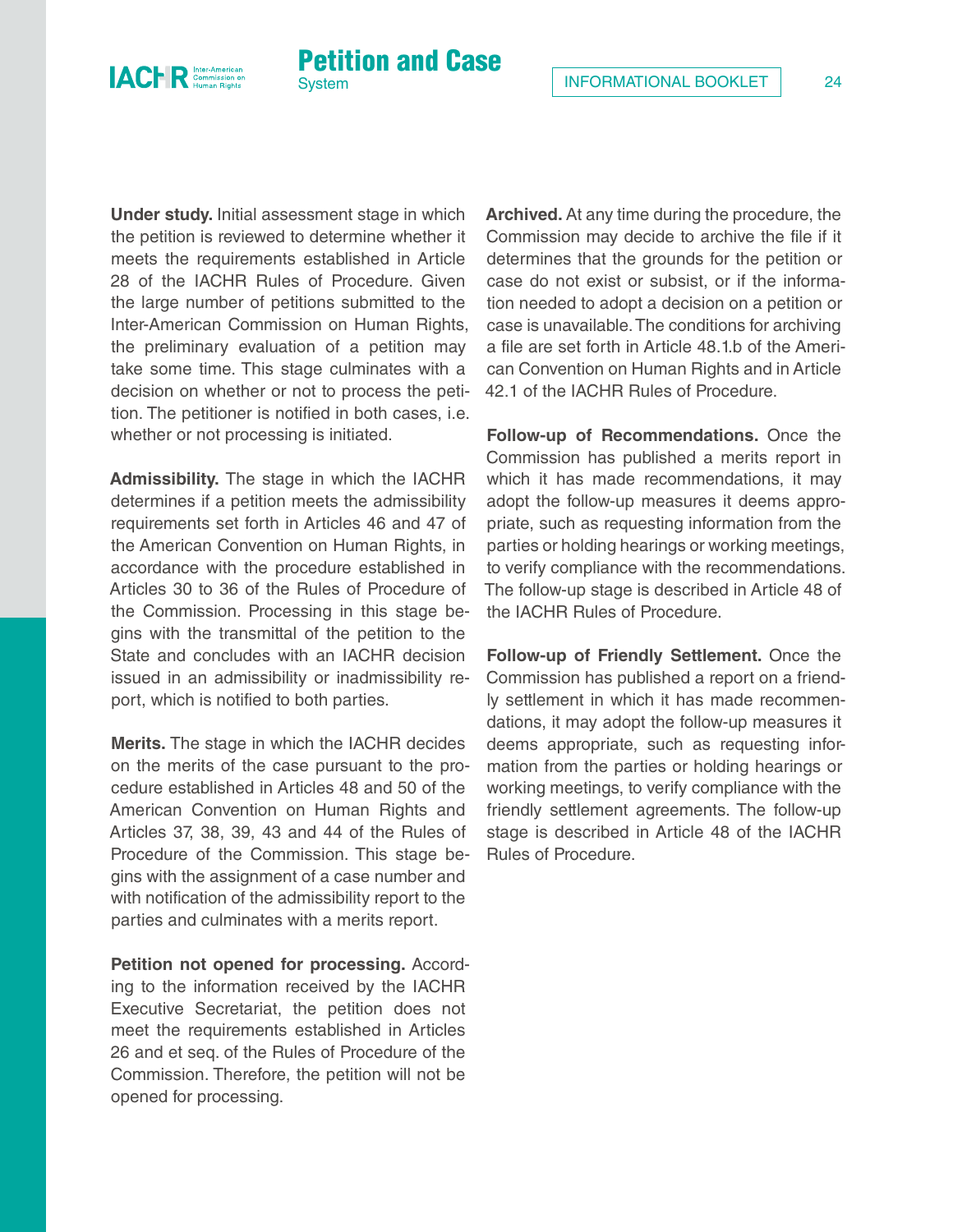**Under study.** Initial assessment stage in which the petition is reviewed to determine whether it meets the requirements established in Article 28 of the IACHR Rules of Procedure. Given the large number of petitions submitted to the Inter-American Commission on Human Rights, the preliminary evaluation of a petition may take some time. This stage culminates with a decision on whether or not to process the petition. The petitioner is notified in both cases, i.e. whether or not processing is initiated.

**Admissibility.** The stage in which the IACHR determines if a petition meets the admissibility requirements set forth in Articles 46 and 47 of the American Convention on Human Rights, in accordance with the procedure established in Articles 30 to 36 of the Rules of Procedure of the Commission. Processing in this stage begins with the transmittal of the petition to the State and concludes with an IACHR decision issued in an admissibility or inadmissibility report, which is notified to both parties.

**Merits.** The stage in which the IACHR decides on the merits of the case pursuant to the procedure established in Articles 48 and 50 of the American Convention on Human Rights and Articles 37, 38, 39, 43 and 44 of the Rules of Procedure of the Commission. This stage begins with the assignment of a case number and with notification of the admissibility report to the parties and culminates with a merits report.

**Petition not opened for processing.** According to the information received by the IACHR Executive Secretariat, the petition does not meet the requirements established in Articles 26 and et seq. of the Rules of Procedure of the Commission. Therefore, the petition will not be opened for processing.

**Archived.** At any time during the procedure, the Commission may decide to archive the file if it determines that the grounds for the petition or case do not exist or subsist, or if the information needed to adopt a decision on a petition or case is unavailable. The conditions for archiving a file are set forth in Article 48.1.b of the American Convention on Human Rights and in Article 42.1 of the IACHR Rules of Procedure.

**Follow-up of Recommendations.** Once the Commission has published a merits report in which it has made recommendations, it may adopt the follow-up measures it deems appropriate, such as requesting information from the parties or holding hearings or working meetings, to verify compliance with the recommendations. The follow-up stage is described in Article 48 of the IACHR Rules of Procedure.

**Follow-up of Friendly Settlement.** Once the Commission has published a report on a friendly settlement in which it has made recommendations, it may adopt the follow-up measures it deems appropriate, such as requesting information from the parties or holding hearings or working meetings, to verify compliance with the friendly settlement agreements. The follow-up stage is described in Article 48 of the IACHR Rules of Procedure.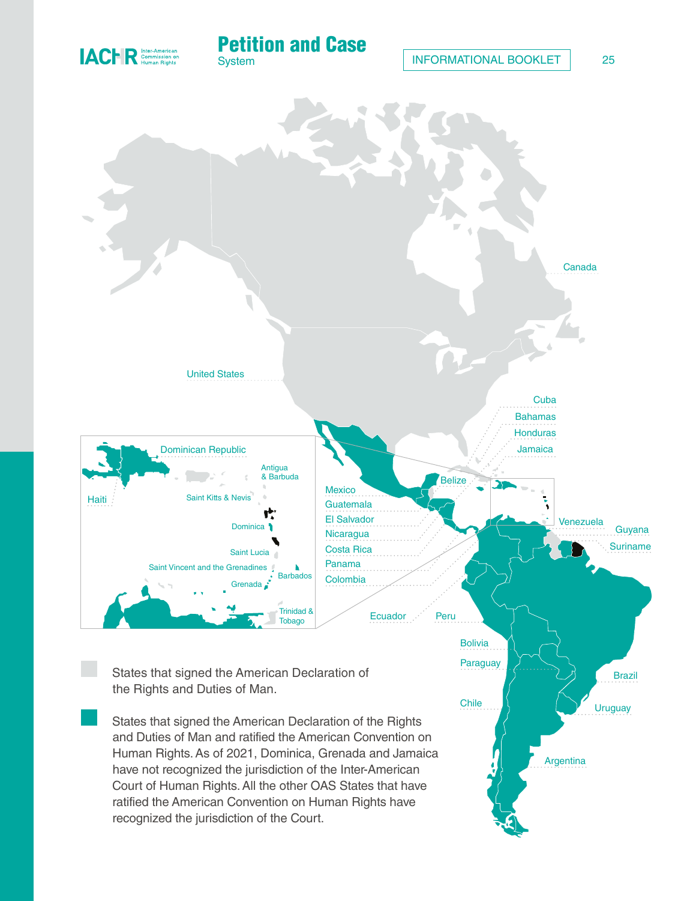Canada

United States

Cuba

Bahamas

Honduras

Jamaica

Dominican Republic

Antigua & Barbuda

Haiti

Saint Kitts & Nevis

Dominica

Saint Lucia

Saint Vincent and the Grenadines

Barbados

Grenada

Trinidad & Tobago

Mexico

Guatemala

El Salvador

Nicaragua

Costa Rica

Panama

Colombia

Belize

Venezuela

Guyana

Suriname

Ecuador

Peru

Bolivia

Paraguay

Brazil

Chile

Uruguay

Argentina

States that signed the American Declaration of the Rights and Duties of Man.

States that signed the American Declaration of the Rights and Duties of Man and ratified the American Convention on Human Rights. As of 2021, Dominica, Grenada and Jamaica have not recognized the jurisdiction of the Inter-American Court of Human Rights. All the other OAS States that have ratified the American Convention on Human Rights have recognized the jurisdiction of the Court.